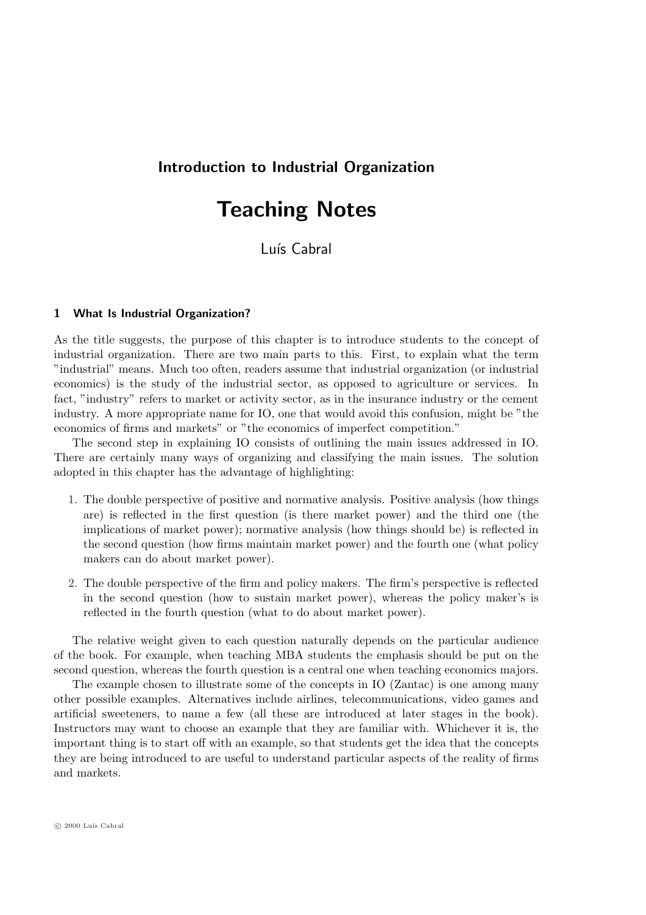**Introduction to Industrial Organization**

# Teaching Notes

Luís Cabral

## 1 What Is Industrial Organization?

As the title suggests, the purpose of this chapter is to introduce students to the concept of industrial organization. There are two main parts to this. First, to explain what the term "industrial" means. Much too often, readers assume that industrial organization (or industrial economics) is the study of the industrial sector, as opposed to agriculture or services. In fact, "industry" refers to market or activity sector, as in the insurance industry or the cement industry. A more appropriate name for IO, one that would avoid this confusion, might be "the economics of firms and markets" or "the economics of imperfect competition."

The second step in explaining IO consists of outlining the main issues addressed in IO. There are certainly many ways of organizing and classifying the main issues. The solution adopted in this chapter has the advantage of highlighting:

1. The double perspective of positive and normative analysis. Positive analysis (how things are) is reflected in the first question (is there market power) and the third one (the implications of market power); normative analysis (how things should be) is reflected in the second question (how firms maintain market power) and the fourth one (what policy makers can do about market power).

2. The double perspective of the firm and policy makers. The firm's perspective is reflected in the second question (how to sustain market power), whereas the policy maker's is reflected in the fourth question (what to do about market power).

The relative weight given to each question naturally depends on the particular audience of the book. For example, when teaching MBA students the emphasis should be put on the second question, whereas the fourth question is a central one when teaching economics majors.

The example chosen to illustrate some of the concepts in IO (Zantac) is one among many other possible examples. Alternatives include airlines, telecommunications, video games and artificial sweeteners, to name a few (all these are introduced at later stages in the book). Instructors may want to choose an example that they are familiar with. Whichever it is, the important thing is to start off with an example, so that students get the idea that the concepts they are being introduced to are useful to understand particular aspects of the reality of firms and markets.

© 2000 Luís Cabral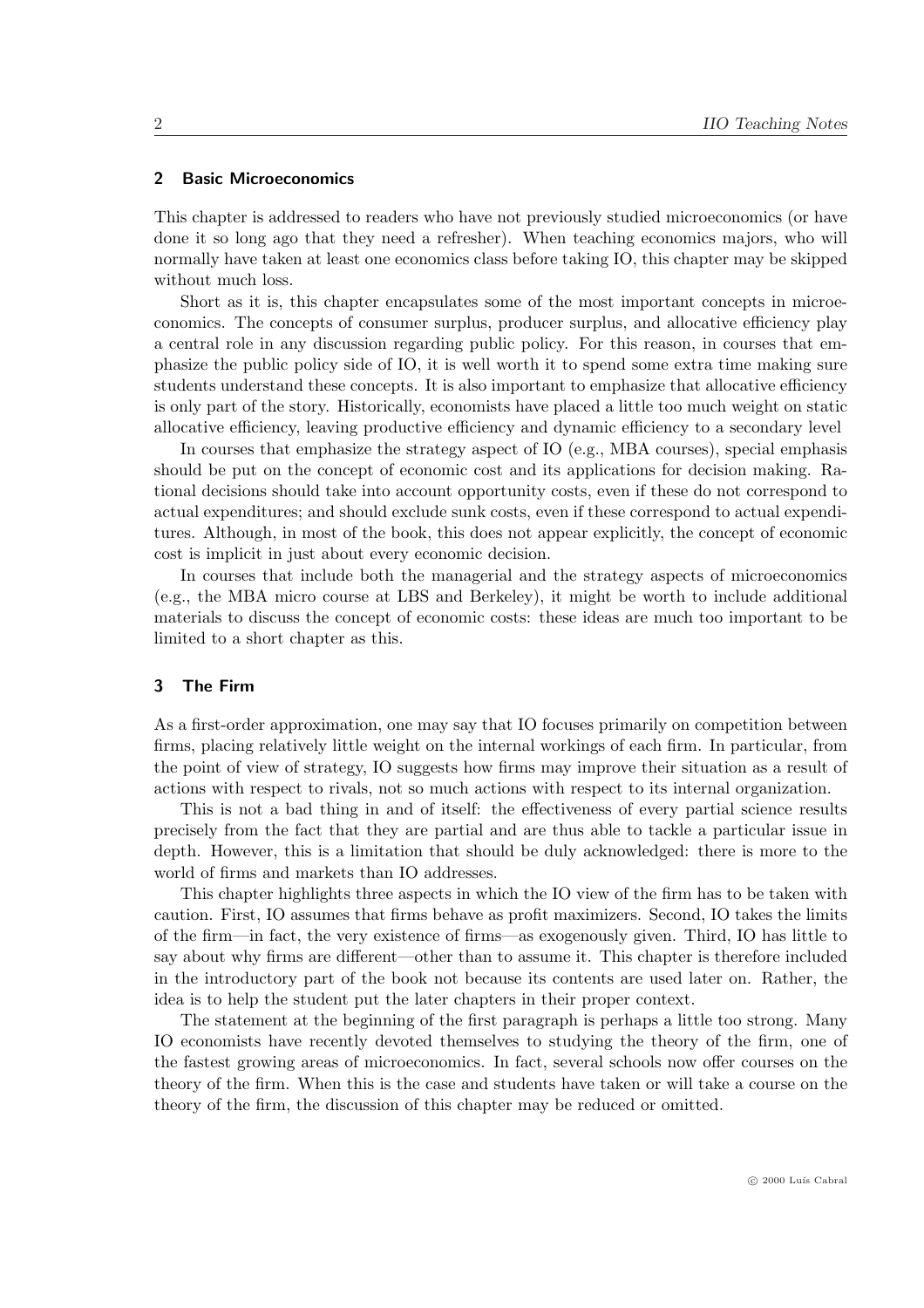## 2 Basic Microeconomics

This chapter is addressed to readers who have not previously studied microeconomics (or have done it so long ago that they need a refresher). When teaching economics majors, who will normally have taken at least one economics class before taking IO, this chapter may be skipped without much loss.

Short as it is, this chapter encapsulates some of the most important concepts in microeconomics. The concepts of consumer surplus, producer surplus, and allocative efficiency play a central role in any discussion regarding public policy. For this reason, in courses that emphasize the public policy side of IO, it is well worth it to spend some extra time making sure students understand these concepts. It is also important to emphasize that allocative efficiency is only part of the story. Historically, economists have placed a little too much weight on static allocative efficiency, leaving productive efficiency and dynamic efficiency to a secondary level

In courses that emphasize the strategy aspect of IO (e.g., MBA courses), special emphasis should be put on the concept of economic cost and its applications for decision making. Rational decisions should take into account opportunity costs, even if these do not correspond to actual expenditures; and should exclude sunk costs, even if these correspond to actual expenditures. Although, in most of the book, this does not appear explicitly, the concept of economic cost is implicit in just about every economic decision.

In courses that include both the managerial and the strategy aspects of microeconomics (e.g., the MBA micro course at LBS and Berkeley), it might be worth to include additional materials to discuss the concept of economic costs: these ideas are much too important to be limited to a short chapter as this.

## 3 The Firm

As a first-order approximation, one may say that IO focuses primarily on competition between firms, placing relatively little weight on the internal workings of each firm. In particular, from the point of view of strategy, IO suggests how firms may improve their situation as a result of actions with respect to rivals, not so much actions with respect to its internal organization.

This is not a bad thing in and of itself: the effectiveness of every partial science results precisely from the fact that they are partial and are thus able to tackle a particular issue in depth. However, this is a limitation that should be duly acknowledged: there is more to the world of firms and markets than IO addresses.

This chapter highlights three aspects in which the IO view of the firm has to be taken with caution. First, IO assumes that firms behave as profit maximizers. Second, IO takes the limits of the firm—in fact, the very existence of firms—as exogenously given. Third, IO has little to say about why firms are different—other than to assume it. This chapter is therefore included in the introductory part of the book not because its contents are used later on. Rather, the idea is to help the student put the later chapters in their proper context.

The statement at the beginning of the first paragraph is perhaps a little too strong. Many IO economists have recently devoted themselves to studying the theory of the firm, one of the fastest growing areas of microeconomics. In fact, several schools now offer courses on the theory of the firm. When this is the case and students have taken or will take a course on the theory of the firm, the discussion of this chapter may be reduced or omitted.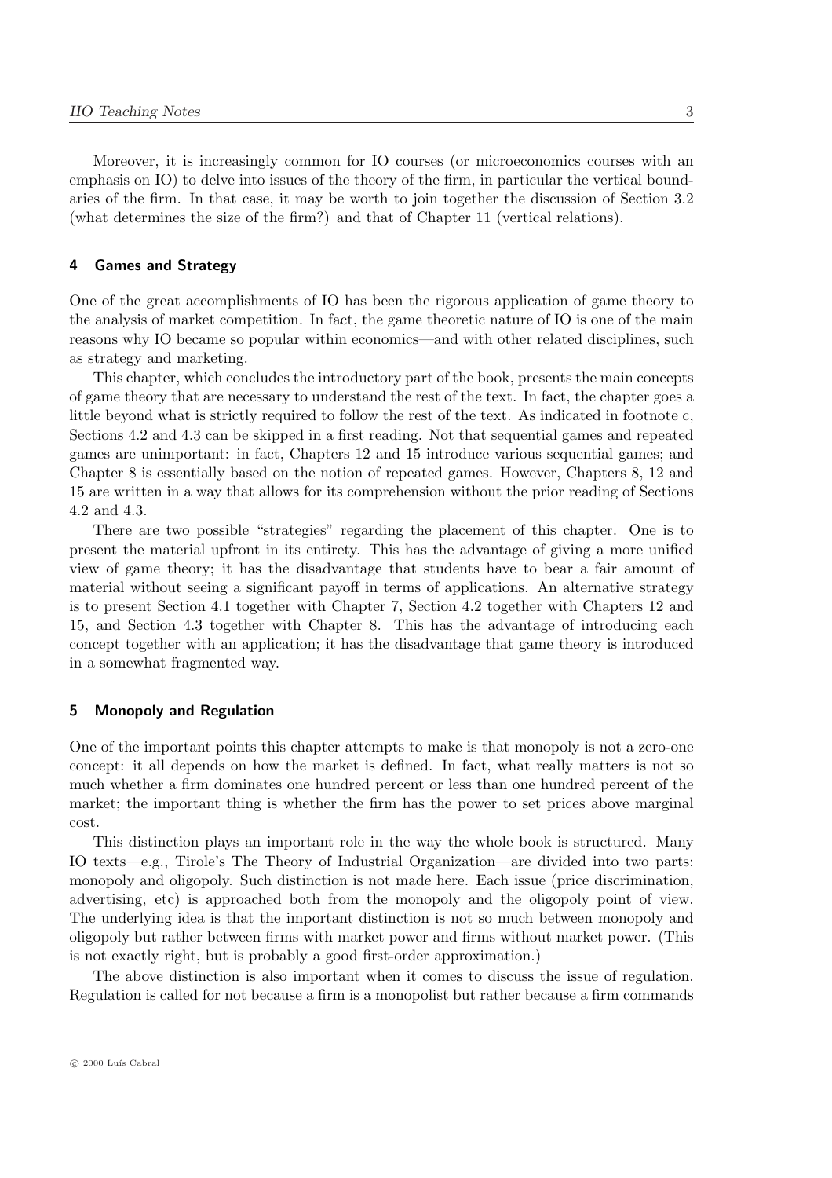Moreover, it is increasingly common for IO courses (or microeconomics courses with an emphasis on IO) to delve into issues of the theory of the firm, in particular the vertical boundaries of the firm. In that case, it may be worth to join together the discussion of Section 3.2 (what determines the size of the firm?) and that of Chapter 11 (vertical relations).

## 4 Games and Strategy

One of the great accomplishments of IO has been the rigorous application of game theory to the analysis of market competition. In fact, the game theoretic nature of IO is one of the main reasons why IO became so popular within economics—and with other related disciplines, such as strategy and marketing.

This chapter, which concludes the introductory part of the book, presents the main concepts of game theory that are necessary to understand the rest of the text. In fact, the chapter goes a little beyond what is strictly required to follow the rest of the text. As indicated in footnote c, Sections 4.2 and 4.3 can be skipped in a first reading. Not that sequential games and repeated games are unimportant: in fact, Chapters 12 and 15 introduce various sequential games; and Chapter 8 is essentially based on the notion of repeated games. However, Chapters 8, 12 and 15 are written in a way that allows for its comprehension without the prior reading of Sections 4.2 and 4.3.

There are two possible "strategies" regarding the placement of this chapter. One is to present the material upfront in its entirety. This has the advantage of giving a more unified view of game theory; it has the disadvantage that students have to bear a fair amount of material without seeing a significant payoff in terms of applications. An alternative strategy is to present Section 4.1 together with Chapter 7, Section 4.2 together with Chapters 12 and 15, and Section 4.3 together with Chapter 8. This has the advantage of introducing each concept together with an application; it has the disadvantage that game theory is introduced in a somewhat fragmented way.

## 5 Monopoly and Regulation

One of the important points this chapter attempts to make is that monopoly is not a zero-one concept: it all depends on how the market is defined. In fact, what really matters is not so much whether a firm dominates one hundred percent or less than one hundred percent of the market; the important thing is whether the firm has the power to set prices above marginal cost.

This distinction plays an important role in the way the whole book is structured. Many IO texts—e.g., Tirole's The Theory of Industrial Organization—are divided into two parts: monopoly and oligopoly. Such distinction is not made here. Each issue (price discrimination, advertising, etc) is approached both from the monopoly and the oligopoly point of view. The underlying idea is that the important distinction is not so much between monopoly and oligopoly but rather between firms with market power and firms without market power. (This is not exactly right, but is probably a good first-order approximation.)

The above distinction is also important when it comes to discuss the issue of regulation. Regulation is called for not because a firm is a monopolist but rather because a firm commands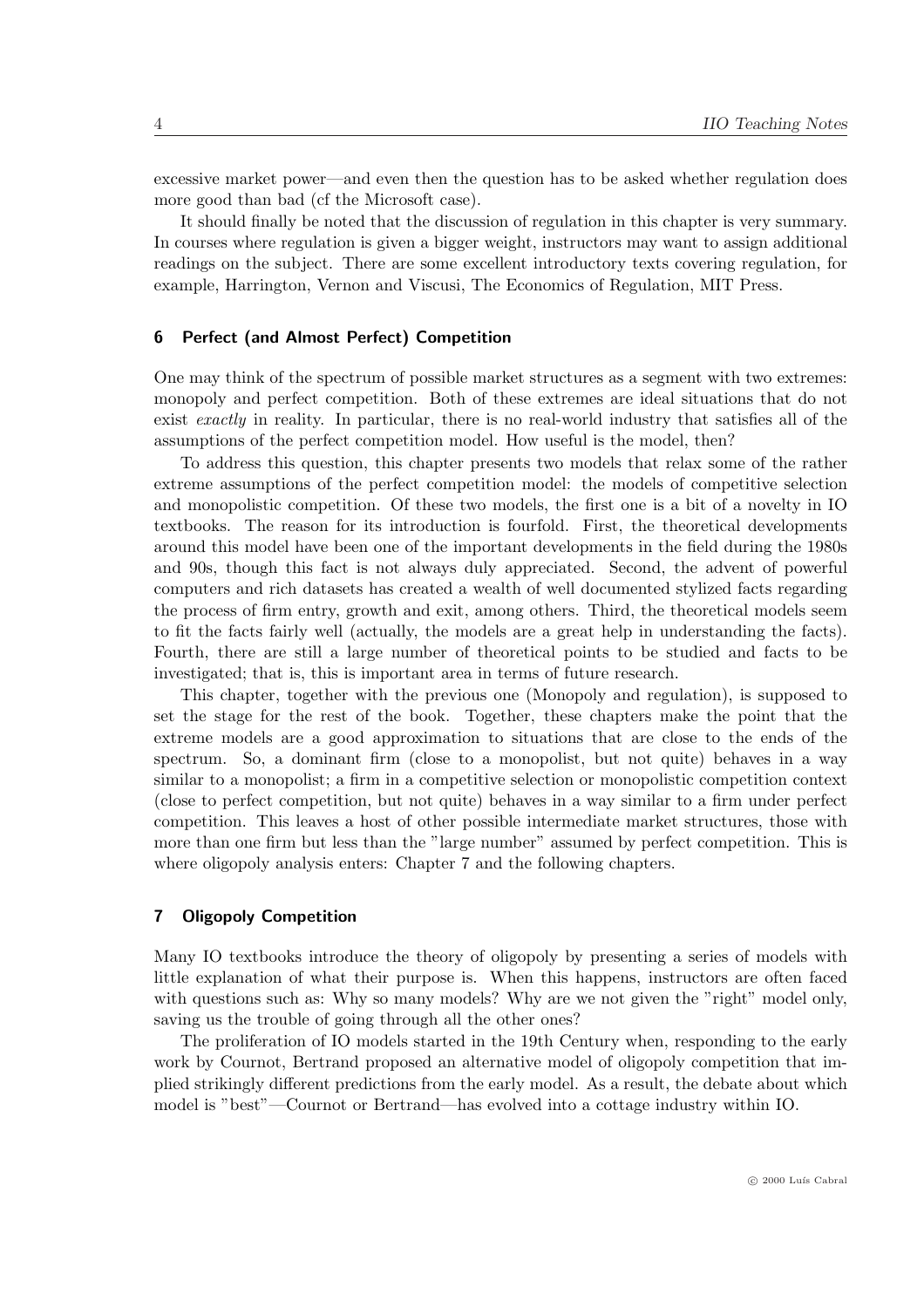excessive market power—and even then the question has to be asked whether regulation does more good than bad (cf the Microsoft case).

It should finally be noted that the discussion of regulation in this chapter is very summary. In courses where regulation is given a bigger weight, instructors may want to assign additional readings on the subject. There are some excellent introductory texts covering regulation, for example, Harrington, Vernon and Viscusi, The Economics of Regulation, MIT Press.

## 6 Perfect (and Almost Perfect) Competition

One may think of the spectrum of possible market structures as a segment with two extremes: monopoly and perfect competition. Both of these extremes are ideal situations that do not exist *exactly* in reality. In particular, there is no real-world industry that satisfies all of the assumptions of the perfect competition model. How useful is the model, then?

To address this question, this chapter presents two models that relax some of the rather extreme assumptions of the perfect competition model: the models of competitive selection and monopolistic competition. Of these two models, the first one is a bit of a novelty in IO textbooks. The reason for its introduction is fourfold. First, the theoretical developments around this model have been one of the important developments in the field during the 1980s and 90s, though this fact is not always duly appreciated. Second, the advent of powerful computers and rich datasets has created a wealth of well documented stylized facts regarding the process of firm entry, growth and exit, among others. Third, the theoretical models seem to fit the facts fairly well (actually, the models are a great help in understanding the facts). Fourth, there are still a large number of theoretical points to be studied and facts to be investigated; that is, this is important area in terms of future research.

This chapter, together with the previous one (Monopoly and regulation), is supposed to set the stage for the rest of the book. Together, these chapters make the point that the extreme models are a good approximation to situations that are close to the ends of the spectrum. So, a dominant firm (close to a monopolist, but not quite) behaves in a way similar to a monopolist; a firm in a competitive selection or monopolistic competition context (close to perfect competition, but not quite) behaves in a way similar to a firm under perfect competition. This leaves a host of other possible intermediate market structures, those with more than one firm but less than the "large number" assumed by perfect competition. This is where oligopoly analysis enters: Chapter 7 and the following chapters.

## 7 Oligopoly Competition

Many IO textbooks introduce the theory of oligopoly by presenting a series of models with little explanation of what their purpose is. When this happens, instructors are often faced with questions such as: Why so many models? Why are we not given the "right" model only, saving us the trouble of going through all the other ones?

The proliferation of IO models started in the 19th Century when, responding to the early work by Cournot, Bertrand proposed an alternative model of oligopoly competition that implied strikingly different predictions from the early model. As a result, the debate about which model is "best"—Cournot or Bertrand—has evolved into a cottage industry within IO.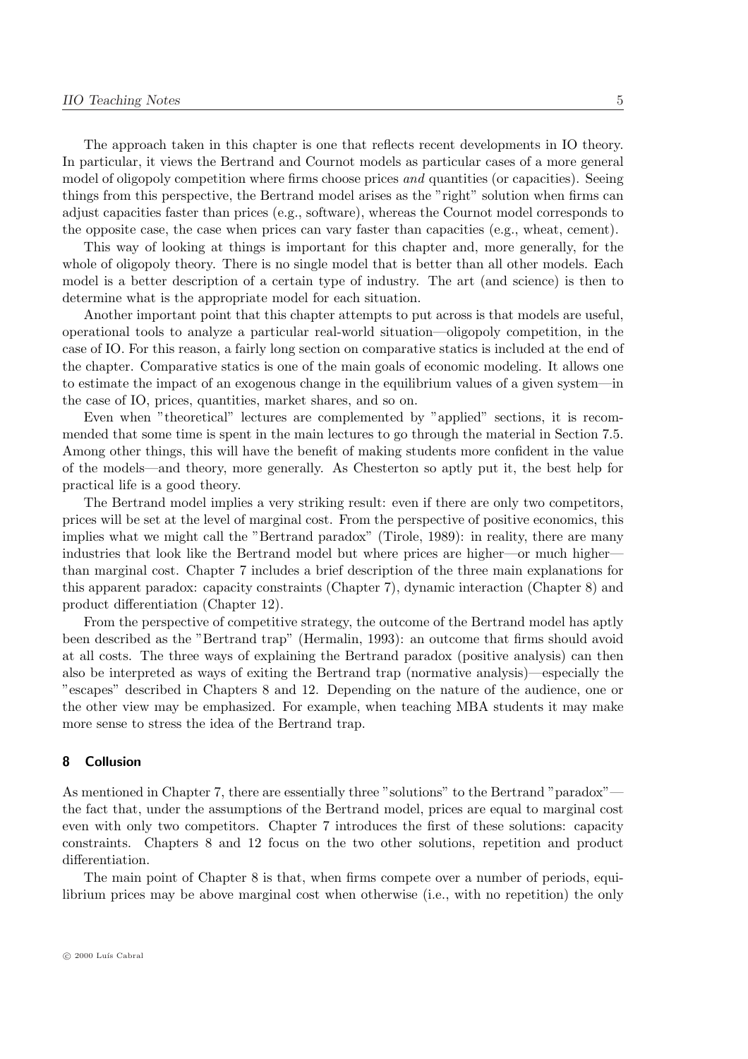The approach taken in this chapter is one that reflects recent developments in IO theory. In particular, it views the Bertrand and Cournot models as particular cases of a more general model of oligopoly competition where firms choose prices *and* quantities (or capacities). Seeing things from this perspective, the Bertrand model arises as the "right" solution when firms can adjust capacities faster than prices (e.g., software), whereas the Cournot model corresponds to the opposite case, the case when prices can vary faster than capacities (e.g., wheat, cement).

This way of looking at things is important for this chapter and, more generally, for the whole of oligopoly theory. There is no single model that is better than all other models. Each model is a better description of a certain type of industry. The art (and science) is then to determine what is the appropriate model for each situation.

Another important point that this chapter attempts to put across is that models are useful, operational tools to analyze a particular real-world situation—oligopoly competition, in the case of IO. For this reason, a fairly long section on comparative statics is included at the end of the chapter. Comparative statics is one of the main goals of economic modeling. It allows one to estimate the impact of an exogenous change in the equilibrium values of a given system—in the case of IO, prices, quantities, market shares, and so on.

Even when "theoretical" lectures are complemented by "applied" sections, it is recommended that some time is spent in the main lectures to go through the material in Section 7.5. Among other things, this will have the benefit of making students more confident in the value of the models—and theory, more generally. As Chesterton so aptly put it, the best help for practical life is a good theory.

The Bertrand model implies a very striking result: even if there are only two competitors, prices will be set at the level of marginal cost. From the perspective of positive economics, this implies what we might call the "Bertrand paradox" (Tirole, 1989): in reality, there are many industries that look like the Bertrand model but where prices are higher—or much higher—than marginal cost. Chapter 7 includes a brief description of the three main explanations for this apparent paradox: capacity constraints (Chapter 7), dynamic interaction (Chapter 8) and product differentiation (Chapter 12).

From the perspective of competitive strategy, the outcome of the Bertrand model has aptly been described as the "Bertrand trap" (Hermalin, 1993): an outcome that firms should avoid at all costs. The three ways of explaining the Bertrand paradox (positive analysis) can then also be interpreted as ways of exiting the Bertrand trap (normative analysis)—especially the "escapes" described in Chapters 8 and 12. Depending on the nature of the audience, one or the other view may be emphasized. For example, when teaching MBA students it may make more sense to stress the idea of the Bertrand trap.

## 8 Collusion

As mentioned in Chapter 7, there are essentially three "solutions" to the Bertrand "paradox"—the fact that, under the assumptions of the Bertrand model, prices are equal to marginal cost even with only two competitors. Chapter 7 introduces the first of these solutions: capacity constraints. Chapters 8 and 12 focus on the two other solutions, repetition and product differentiation.

The main point of Chapter 8 is that, when firms compete over a number of periods, equilibrium prices may be above marginal cost when otherwise (i.e., with no repetition) the only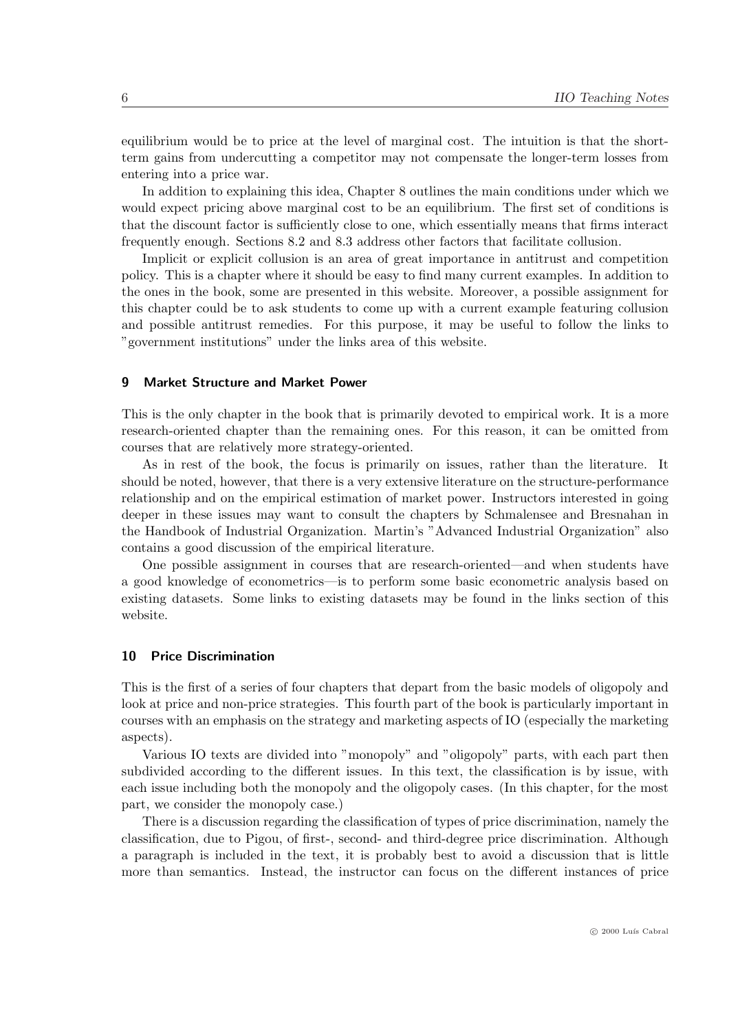equilibrium would be to price at the level of marginal cost. The intuition is that the short-term gains from undercutting a competitor may not compensate the longer-term losses from entering into a price war.

In addition to explaining this idea, Chapter 8 outlines the main conditions under which we would expect pricing above marginal cost to be an equilibrium. The first set of conditions is that the discount factor is sufficiently close to one, which essentially means that firms interact frequently enough. Sections 8.2 and 8.3 address other factors that facilitate collusion.

Implicit or explicit collusion is an area of great importance in antitrust and competition policy. This is a chapter where it should be easy to find many current examples. In addition to the ones in the book, some are presented in this website. Moreover, a possible assignment for this chapter could be to ask students to come up with a current example featuring collusion and possible antitrust remedies. For this purpose, it may be useful to follow the links to "government institutions" under the links area of this website.

## 9 Market Structure and Market Power

This is the only chapter in the book that is primarily devoted to empirical work. It is a more research-oriented chapter than the remaining ones. For this reason, it can be omitted from courses that are relatively more strategy-oriented.

As in rest of the book, the focus is primarily on issues, rather than the literature. It should be noted, however, that there is a very extensive literature on the structure-performance relationship and on the empirical estimation of market power. Instructors interested in going deeper in these issues may want to consult the chapters by Schmalensee and Bresnahan in the Handbook of Industrial Organization. Martin's "Advanced Industrial Organization" also contains a good discussion of the empirical literature.

One possible assignment in courses that are research-oriented—and when students have a good knowledge of econometrics—is to perform some basic econometric analysis based on existing datasets. Some links to existing datasets may be found in the links section of this website.

## 10 Price Discrimination

This is the first of a series of four chapters that depart from the basic models of oligopoly and look at price and non-price strategies. This fourth part of the book is particularly important in courses with an emphasis on the strategy and marketing aspects of IO (especially the marketing aspects).

Various IO texts are divided into "monopoly" and "oligopoly" parts, with each part then subdivided according to the different issues. In this text, the classification is by issue, with each issue including both the monopoly and the oligopoly cases. (In this chapter, for the most part, we consider the monopoly case.)

There is a discussion regarding the classification of types of price discrimination, namely the classification, due to Pigou, of first-, second- and third-degree price discrimination. Although a paragraph is included in the text, it is probably best to avoid a discussion that is little more than semantics. Instead, the instructor can focus on the different instances of price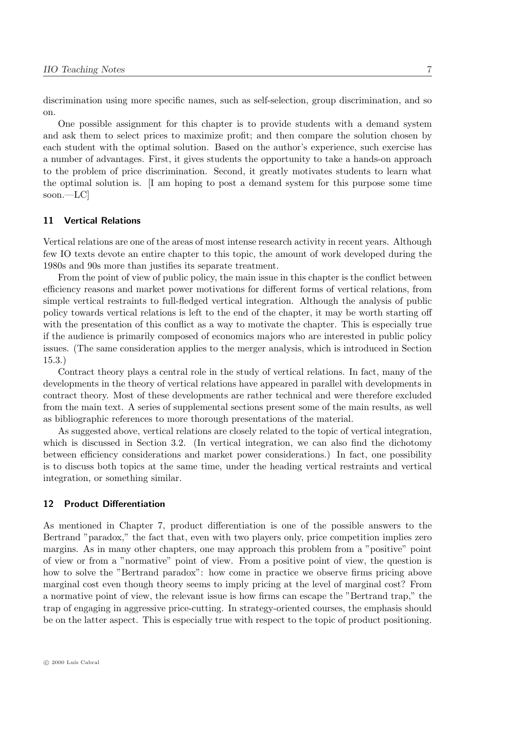discrimination using more specific names, such as self-selection, group discrimination, and so on.

One possible assignment for this chapter is to provide students with a demand system and ask them to select prices to maximize profit; and then compare the solution chosen by each student with the optimal solution. Based on the author's experience, such exercise has a number of advantages. First, it gives students the opportunity to take a hands-on approach to the problem of price discrimination. Second, it greatly motivates students to learn what the optimal solution is. [I am hoping to post a demand system for this purpose some time soon.—LC]

## 11 Vertical Relations

Vertical relations are one of the areas of most intense research activity in recent years. Although few IO texts devote an entire chapter to this topic, the amount of work developed during the 1980s and 90s more than justifies its separate treatment.

From the point of view of public policy, the main issue in this chapter is the conflict between efficiency reasons and market power motivations for different forms of vertical relations, from simple vertical restraints to full-fledged vertical integration. Although the analysis of public policy towards vertical relations is left to the end of the chapter, it may be worth starting off with the presentation of this conflict as a way to motivate the chapter. This is especially true if the audience is primarily composed of economics majors who are interested in public policy issues. (The same consideration applies to the merger analysis, which is introduced in Section 15.3.)

Contract theory plays a central role in the study of vertical relations. In fact, many of the developments in the theory of vertical relations have appeared in parallel with developments in contract theory. Most of these developments are rather technical and were therefore excluded from the main text. A series of supplemental sections present some of the main results, as well as bibliographic references to more thorough presentations of the material.

As suggested above, vertical relations are closely related to the topic of vertical integration, which is discussed in Section 3.2. (In vertical integration, we can also find the dichotomy between efficiency considerations and market power considerations.) In fact, one possibility is to discuss both topics at the same time, under the heading vertical restraints and vertical integration, or something similar.

## 12 Product Differentiation

As mentioned in Chapter 7, product differentiation is one of the possible answers to the Bertrand "paradox," the fact that, even with two players only, price competition implies zero margins. As in many other chapters, one may approach this problem from a "positive" point of view or from a "normative" point of view. From a positive point of view, the question is how to solve the "Bertrand paradox": how come in practice we observe firms pricing above marginal cost even though theory seems to imply pricing at the level of marginal cost? From a normative point of view, the relevant issue is how firms can escape the "Bertrand trap," the trap of engaging in aggressive price-cutting. In strategy-oriented courses, the emphasis should be on the latter aspect. This is especially true with respect to the topic of product positioning.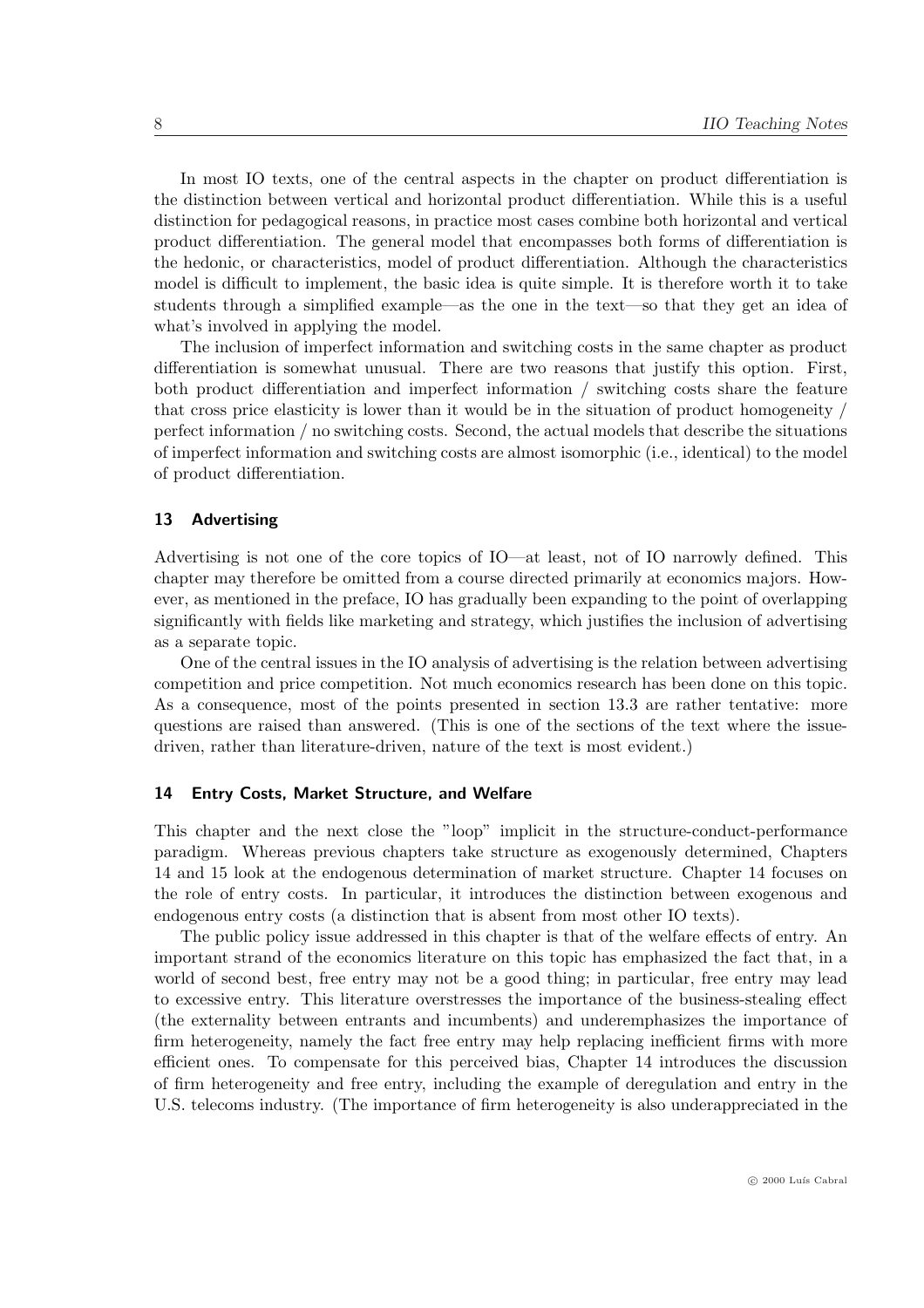In most IO texts, one of the central aspects in the chapter on product differentiation is the distinction between vertical and horizontal product differentiation. While this is a useful distinction for pedagogical reasons, in practice most cases combine both horizontal and vertical product differentiation. The general model that encompasses both forms of differentiation is the hedonic, or characteristics, model of product differentiation. Although the characteristics model is difficult to implement, the basic idea is quite simple. It is therefore worth it to take students through a simplified example—as the one in the text—so that they get an idea of what's involved in applying the model.

The inclusion of imperfect information and switching costs in the same chapter as product differentiation is somewhat unusual. There are two reasons that justify this option. First, both product differentiation and imperfect information / switching costs share the feature that cross price elasticity is lower than it would be in the situation of product homogeneity / perfect information / no switching costs. Second, the actual models that describe the situations of imperfect information and switching costs are almost isomorphic (i.e., identical) to the model of product differentiation.

## 13 Advertising

Advertising is not one of the core topics of IO—at least, not of IO narrowly defined. This chapter may therefore be omitted from a course directed primarily at economics majors. However, as mentioned in the preface, IO has gradually been expanding to the point of overlapping significantly with fields like marketing and strategy, which justifies the inclusion of advertising as a separate topic.

One of the central issues in the IO analysis of advertising is the relation between advertising competition and price competition. Not much economics research has been done on this topic. As a consequence, most of the points presented in section 13.3 are rather tentative: more questions are raised than answered. (This is one of the sections of the text where the issue-driven, rather than literature-driven, nature of the text is most evident.)

## 14 Entry Costs, Market Structure, and Welfare

This chapter and the next close the "loop" implicit in the structure-conduct-performance paradigm. Whereas previous chapters take structure as exogenously determined, Chapters 14 and 15 look at the endogenous determination of market structure. Chapter 14 focuses on the role of entry costs. In particular, it introduces the distinction between exogenous and endogenous entry costs (a distinction that is absent from most other IO texts).

The public policy issue addressed in this chapter is that of the welfare effects of entry. An important strand of the economics literature on this topic has emphasized the fact that, in a world of second best, free entry may not be a good thing; in particular, free entry may lead to excessive entry. This literature overstresses the importance of the business-stealing effect (the externality between entrants and incumbents) and underemphasizes the importance of firm heterogeneity, namely the fact free entry may help replacing inefficient firms with more efficient ones. To compensate for this perceived bias, Chapter 14 introduces the discussion of firm heterogeneity and free entry, including the example of deregulation and entry in the U.S. telecoms industry. (The importance of firm heterogeneity is also underappreciated in the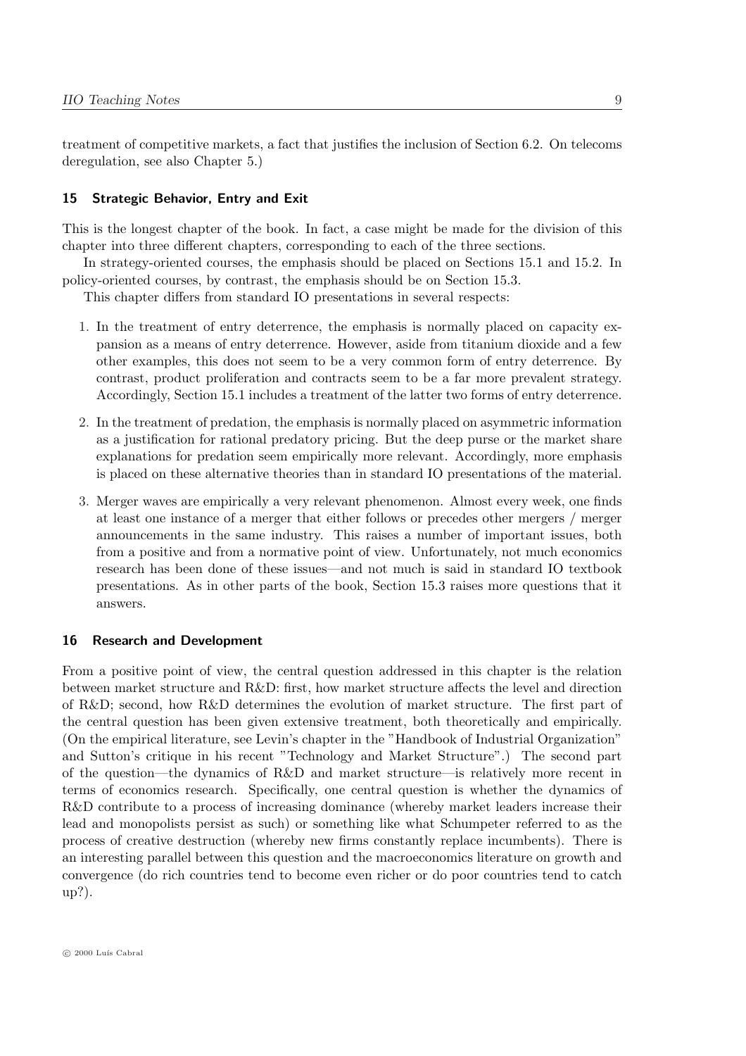treatment of competitive markets, a fact that justifies the inclusion of Section 6.2. On telecoms deregulation, see also Chapter 5.)

## 15 Strategic Behavior, Entry and Exit

This is the longest chapter of the book. In fact, a case might be made for the division of this chapter into three different chapters, corresponding to each of the three sections.

In strategy-oriented courses, the emphasis should be placed on Sections 15.1 and 15.2. In policy-oriented courses, by contrast, the emphasis should be on Section 15.3.

This chapter differs from standard IO presentations in several respects:

1. In the treatment of entry deterrence, the emphasis is normally placed on capacity expansion as a means of entry deterrence. However, aside from titanium dioxide and a few other examples, this does not seem to be a very common form of entry deterrence. By contrast, product proliferation and contracts seem to be a far more prevalent strategy. Accordingly, Section 15.1 includes a treatment of the latter two forms of entry deterrence.

2. In the treatment of predation, the emphasis is normally placed on asymmetric information as a justification for rational predatory pricing. But the deep purse or the market share explanations for predation seem empirically more relevant. Accordingly, more emphasis is placed on these alternative theories than in standard IO presentations of the material.

3. Merger waves are empirically a very relevant phenomenon. Almost every week, one finds at least one instance of a merger that either follows or precedes other mergers / merger announcements in the same industry. This raises a number of important issues, both from a positive and from a normative point of view. Unfortunately, not much economics research has been done of these issues—and not much is said in standard IO textbook presentations. As in other parts of the book, Section 15.3 raises more questions that it answers.

## 16 Research and Development

From a positive point of view, the central question addressed in this chapter is the relation between market structure and R&D: first, how market structure affects the level and direction of R&D; second, how R&D determines the evolution of market structure. The first part of the central question has been given extensive treatment, both theoretically and empirically. (On the empirical literature, see Levin's chapter in the "Handbook of Industrial Organization" and Sutton's critique in his recent "Technology and Market Structure".) The second part of the question—the dynamics of R&D and market structure—is relatively more recent in terms of economics research. Specifically, one central question is whether the dynamics of R&D contribute to a process of increasing dominance (whereby market leaders increase their lead and monopolists persist as such) or something like what Schumpeter referred to as the process of creative destruction (whereby new firms constantly replace incumbents). There is an interesting parallel between this question and the macroeconomics literature on growth and convergence (do rich countries tend to become even richer or do poor countries tend to catch up?).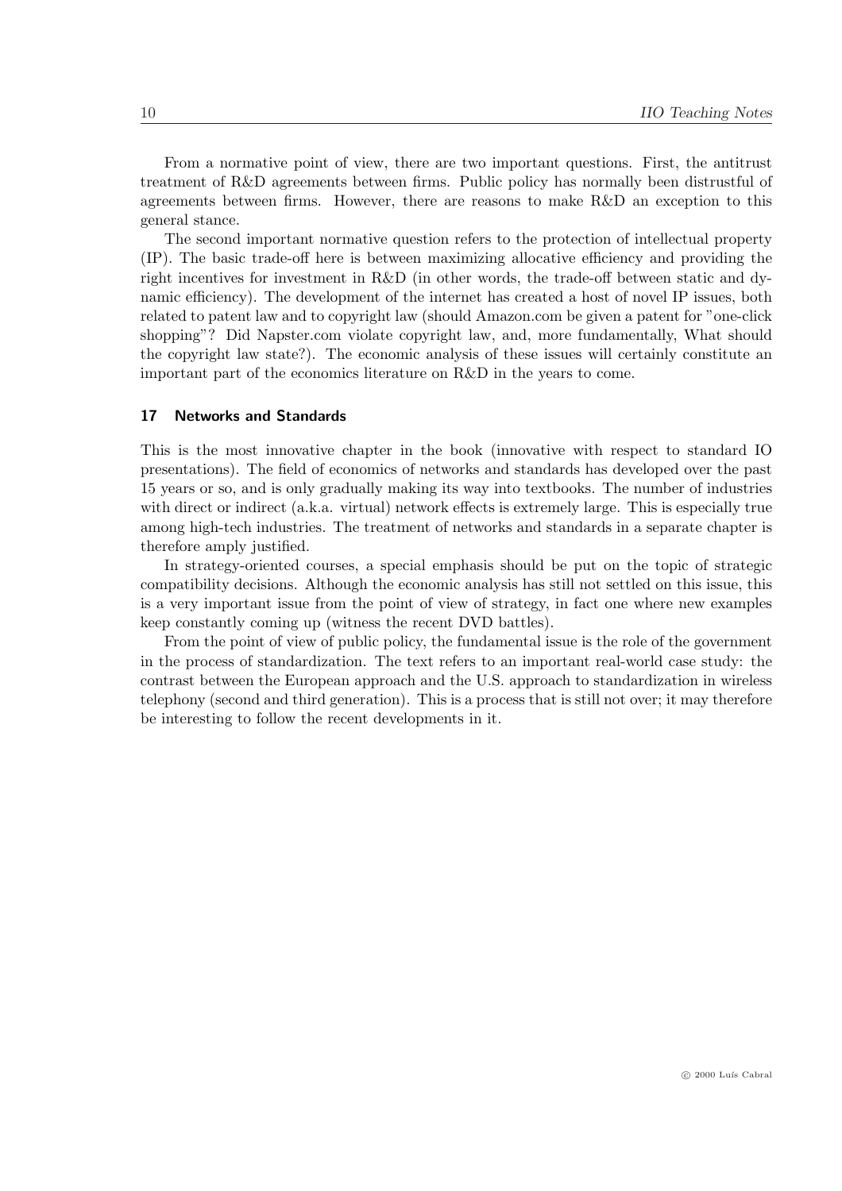From a normative point of view, there are two important questions. First, the antitrust treatment of R&D agreements between firms. Public policy has normally been distrustful of agreements between firms. However, there are reasons to make R&D an exception to this general stance.

The second important normative question refers to the protection of intellectual property (IP). The basic trade-off here is between maximizing allocative efficiency and providing the right incentives for investment in R&D (in other words, the trade-off between static and dynamic efficiency). The development of the internet has created a host of novel IP issues, both related to patent law and to copyright law (should Amazon.com be given a patent for "one-click shopping"? Did Napster.com violate copyright law, and, more fundamentally, What should the copyright law state?). The economic analysis of these issues will certainly constitute an important part of the economics literature on R&D in the years to come.

## 17 Networks and Standards

This is the most innovative chapter in the book (innovative with respect to standard IO presentations). The field of economics of networks and standards has developed over the past 15 years or so, and is only gradually making its way into textbooks. The number of industries with direct or indirect (a.k.a. virtual) network effects is extremely large. This is especially true among high-tech industries. The treatment of networks and standards in a separate chapter is therefore amply justified.

In strategy-oriented courses, a special emphasis should be put on the topic of strategic compatibility decisions. Although the economic analysis has still not settled on this issue, this is a very important issue from the point of view of strategy, in fact one where new examples keep constantly coming up (witness the recent DVD battles).

From the point of view of public policy, the fundamental issue is the role of the government in the process of standardization. The text refers to an important real-world case study: the contrast between the European approach and the U.S. approach to standardization in wireless telephony (second and third generation). This is a process that is still not over; it may therefore be interesting to follow the recent developments in it.